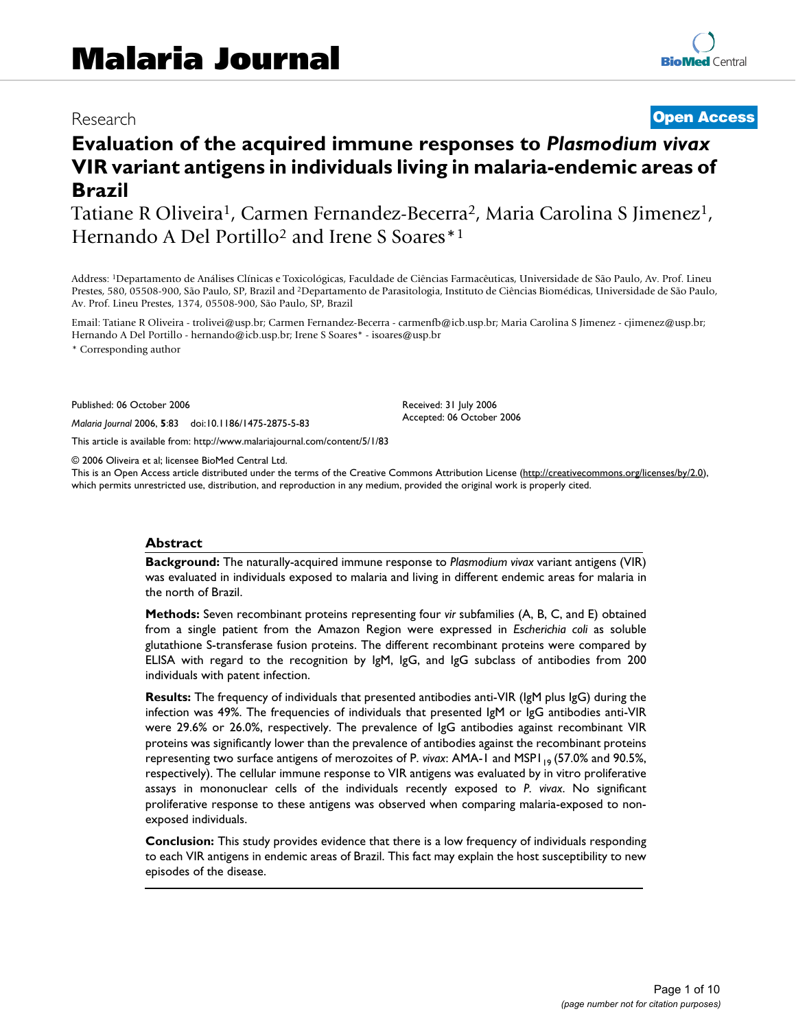Research

**Open Access**

# Evaluation of the acquired immune responses to *Plasmodium vivax* VIR variant antigens in individuals living in malaria-endemic areas of Brazil

Tatiane R Oliveira[1], Carmen Fernandez-Becerra[2], Maria Carolina S Jimenez[1], Hernando A Del Portillo[2] and Irene S Soares*[1]

Address: [1]Departamento de Análises Clínicas e Toxicológicas, Faculdade de Ciências Farmacêuticas, Universidade de São Paulo, Av. Prof. Lineu Prestes, 580, 05508-900, São Paulo, SP, Brazil and [2]Departamento de Parasitologia, Instituto de Ciências Biomédicas, Universidade de São Paulo, Av. Prof. Lineu Prestes, 1374, 05508-900, São Paulo, SP, Brazil

Email: Tatiane R Oliveira - trolivei@usp.br; Carmen Fernandez-Becerra - carmenfb@icb.usp.br; Maria Carolina S Jimenez - cjimenez@usp.br; Hernando A Del Portillo - hernando@icb.usp.br; Irene S Soares* - isoares@usp.br

\* Corresponding author

Published: 06 October 2006

*Malaria Journal* 2006, **5**:83 doi:10.1186/1475-2875-5-83

Received: 31 July 2006
Accepted: 06 October 2006

This article is available from: http://www.malariajournal.com/content/5/1/83

© 2006 Oliveira et al; licensee BioMed Central Ltd.
This is an Open Access article distributed under the terms of the Creative Commons Attribution License (http://creativecommons.org/licenses/by/2.0), which permits unrestricted use, distribution, and reproduction in any medium, provided the original work is properly cited.

## Abstract

**Background:** The naturally-acquired immune response to *Plasmodium vivax* variant antigens (VIR) was evaluated in individuals exposed to malaria and living in different endemic areas for malaria in the north of Brazil.

**Methods:** Seven recombinant proteins representing four *vir* subfamilies (A, B, C, and E) obtained from a single patient from the Amazon Region were expressed in *Escherichia coli* as soluble glutathione S-transferase fusion proteins. The different recombinant proteins were compared by ELISA with regard to the recognition by IgM, IgG, and IgG subclass of antibodies from 200 individuals with patent infection.

**Results:** The frequency of individuals that presented antibodies anti-VIR (IgM plus IgG) during the infection was 49%. The frequencies of individuals that presented IgM or IgG antibodies anti-VIR were 29.6% or 26.0%, respectively. The prevalence of IgG antibodies against recombinant VIR proteins was significantly lower than the prevalence of antibodies against the recombinant proteins representing two surface antigens of merozoites of *P. vivax*: AMA-1 and $MSP1_{19}$ (57.0% and 90.5%, respectively). The cellular immune response to VIR antigens was evaluated by in vitro proliferative assays in mononuclear cells of the individuals recently exposed to *P. vivax*. No significant proliferative response to these antigens was observed when comparing malaria-exposed to non-exposed individuals.

**Conclusion:** This study provides evidence that there is a low frequency of individuals responding to each VIR antigens in endemic areas of Brazil. This fact may explain the host susceptibility to new episodes of the disease.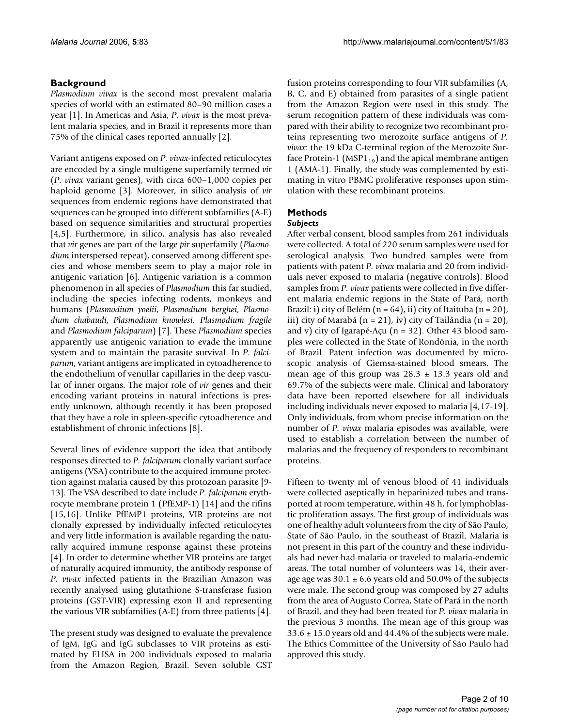## Background

*Plasmodium vivax* is the second most prevalent malaria species of world with an estimated 80–90 million cases a year [1]. In Americas and Asia, *P. vivax* is the most prevalent malaria species, and in Brazil it represents more than 75% of the clinical cases reported annually [2].

Variant antigens exposed on *P. vivax*-infected reticulocytes are encoded by a single multigene superfamily termed *vir* (*P. vivax* variant genes), with circa 600–1,000 copies per haploid genome [3]. Moreover, in silico analysis of *vir* sequences from endemic regions have demonstrated that sequences can be grouped into different subfamilies (A-E) based on sequence similarities and structural properties [4,5]. Furthermore, in silico, analysis has also revealed that *vir* genes are part of the large *pir* superfamily (*Plasmodium* interspersed repeat), conserved among different species and whose members seem to play a major role in antigenic variation [6]. Antigenic variation is a common phenomenon in all species of *Plasmodium* this far studied, including the species infecting rodents, monkeys and humans (*Plasmodium yoelii*, *Plasmodium berghei*, *Plasmodium chabaudi*, *Plasmodium knowlesi*, *Plasmodium fragile* and *Plasmodium falciparum*) [7]. These *Plasmodium* species apparently use antigenic variation to evade the immune system and to maintain the parasite survival. In *P. falciparum*, variant antigens are implicated in cytoadherence to the endothelium of venullar capillaries in the deep vascular of inner organs. The major role of *vir* genes and their encoding variant proteins in natural infections is presently unknown, although recently it has been proposed that they have a role in spleen-specific cytoadherence and establishment of chronic infections [8].

Several lines of evidence support the idea that antibody responses directed to *P. falciparum* clonally variant surface antigens (VSA) contribute to the acquired immune protection against malaria caused by this protozoan parasite [9-13]. The VSA described to date include *P. falciparum* erythrocyte membrane protein 1 (PfEMP-1) [14] and the rifins [15,16]. Unlike PfEMP1 proteins, VIR proteins are not clonally expressed by individually infected reticulocytes and very little information is available regarding the naturally acquired immune response against these proteins [4]. In order to determine whether VIR proteins are target of naturally acquired immunity, the antibody response of *P. vivax* infected patients in the Brazilian Amazon was recently analysed using glutathione S-transferase fusion proteins (GST-VIR) expressing exon II and representing the various VIR subfamilies (A-E) from three patients [4].

The present study was designed to evaluate the prevalence of IgM, IgG and IgG subclasses to VIR proteins as estimated by ELISA in 200 individuals exposed to malaria from the Amazon Region, Brazil. Seven soluble GST fusion proteins corresponding to four VIR subfamilies (A, B, C, and E) obtained from parasites of a single patient from the Amazon Region were used in this study. The serum recognition pattern of these individuals was compared with their ability to recognize two recombinant proteins representing two merozoite surface antigens of *P. vivax*: the 19 kDa C-terminal region of the Merozoite Surface Protein-1 ($MSP1_{19}$) and the apical membrane antigen 1 (AMA-1). Finally, the study was complemented by estimating in vitro PBMC proliferative responses upon stimulation with these recombinant proteins.

## Methods

### Subjects

After verbal consent, blood samples from 261 individuals were collected. A total of 220 serum samples were used for serological analysis. Two hundred samples were from patients with patent *P. vivax* malaria and 20 from individuals never exposed to malaria (negative controls). Blood samples from *P. vivax* patients were collected in five different malaria endemic regions in the State of Pará, north Brazil: i) city of Belém (n = 64), ii) city of Itaituba (n = 20), iii) city of Marabá (n = 21), iv) city of Tailândia (n = 20), and v) city of Igarapé-Açu (n = 32). Other 43 blood samples were collected in the State of Rondônia, in the north of Brazil. Patent infection was documented by microscopic analysis of Giemsa-stained blood smears. The mean age of this group was 28.3 ± 13.3 years old and 69.7% of the subjects were male. Clinical and laboratory data have been reported elsewhere for all individuals including individuals never exposed to malaria [4,17-19]. Only individuals, from whom precise information on the number of *P. vivax* malaria episodes was available, were used to establish a correlation between the number of malarias and the frequency of responders to recombinant proteins.

Fifteen to twenty ml of venous blood of 41 individuals were collected aseptically in heparinized tubes and transported at room temperature, within 48 h, for lymphoblastic proliferation assays. The first group of individuals was one of healthy adult volunteers from the city of São Paulo, State of São Paulo, in the southeast of Brazil. Malaria is not present in this part of the country and these individuals had never had malaria or traveled to malaria-endemic areas. The total number of volunteers was 14, their average age was 30.1 ± 6.6 years old and 50.0% of the subjects were male. The second group was composed by 27 adults from the area of Augusto Correa, State of Pará in the north of Brazil, and they had been treated for *P. vivax* malaria in the previous 3 months. The mean age of this group was 33.6 ± 15.0 years old and 44.4% of the subjects were male. The Ethics Committee of the University of São Paulo had approved this study.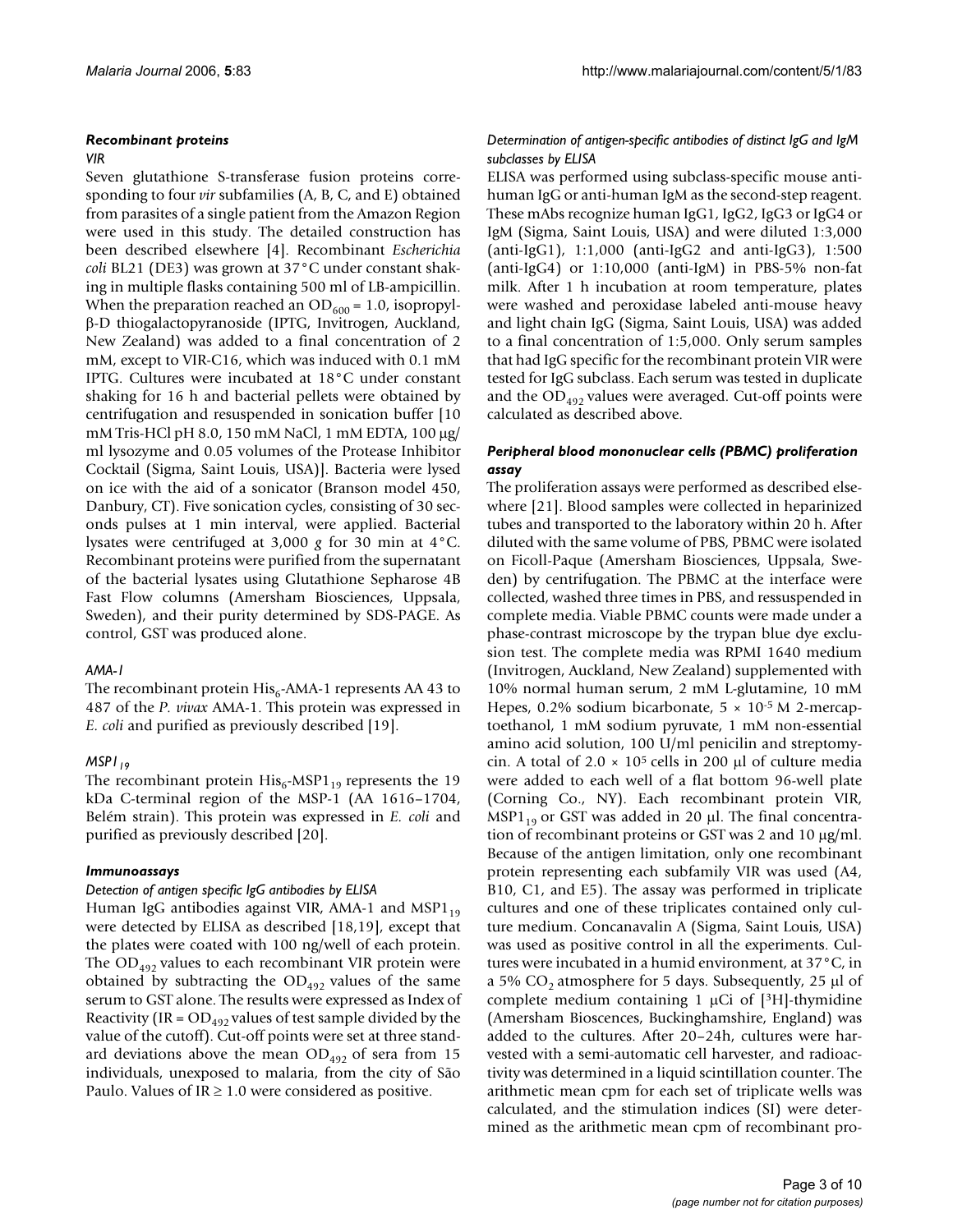### Recombinant proteins

#### *VIR*

Seven glutathione S-transferase fusion proteins corresponding to four *vir* subfamilies (A, B, C, and E) obtained from parasites of a single patient from the Amazon Region were used in this study. The detailed construction has been described elsewhere [4]. Recombinant *Escherichia coli* BL21 (DE3) was grown at 37°C under constant shaking in multiple flasks containing 500 ml of LB-ampicillin. When the preparation reached an $OD_{600}$ = 1.0, isopropyl-β-D thiogalactopyranoside (IPTG, Invitrogen, Auckland, New Zealand) was added to a final concentration of 2 mM, except to VIR-C16, which was induced with 0.1 mM IPTG. Cultures were incubated at 18°C under constant shaking for 16 h and bacterial pellets were obtained by centrifugation and resuspended in sonication buffer [10 mM Tris-HCl pH 8.0, 150 mM NaCl, 1 mM EDTA, 100 μg/ml lysozyme and 0.05 volumes of the Protease Inhibitor Cocktail (Sigma, Saint Louis, USA)]. Bacteria were lysed on ice with the aid of a sonicator (Branson model 450, Danbury, CT). Five sonication cycles, consisting of 30 seconds pulses at 1 min interval, were applied. Bacterial lysates were centrifuged at 3,000 *g* for 30 min at 4°C. Recombinant proteins were purified from the supernatant of the bacterial lysates using Glutathione Sepharose 4B Fast Flow columns (Amersham Biosciences, Uppsala, Sweden), and their purity determined by SDS-PAGE. As control, GST was produced alone.

#### *AMA-1*

The recombinant protein $His_6$-AMA-1 represents AA 43 to 487 of the *P. vivax* AMA-1. This protein was expressed in *E. coli* and purified as previously described [19].

#### *$MSP1_{19}$*

The recombinant protein $His_6$-$MSP1_{19}$ represents the 19 kDa C-terminal region of the MSP-1 (AA 1616–1704, Belém strain). This protein was expressed in *E. coli* and purified as previously described [20].

### Immunoassays

#### *Detection of antigen specific IgG antibodies by ELISA*

Human IgG antibodies against VIR, AMA-1 and $MSP1_{19}$ were detected by ELISA as described [18,19], except that the plates were coated with 100 ng/well of each protein. The $OD_{492}$ values to each recombinant VIR protein were obtained by subtracting the $OD_{492}$ values of the same serum to GST alone. The results were expressed as Index of Reactivity (IR = $OD_{492}$ values of test sample divided by the value of the cutoff). Cut-off points were set at three standard deviations above the mean $OD_{492}$ of sera from 15 individuals, unexposed to malaria, from the city of São Paulo. Values of IR ≥ 1.0 were considered as positive.

#### *Determination of antigen-specific antibodies of distinct IgG and IgM subclasses by ELISA*

ELISA was performed using subclass-specific mouse anti-human IgG or anti-human IgM as the second-step reagent. These mAbs recognize human IgG1, IgG2, IgG3 or IgG4 or IgM (Sigma, Saint Louis, USA) and were diluted 1:3,000 (anti-IgG1), 1:1,000 (anti-IgG2 and anti-IgG3), 1:500 (anti-IgG4) or 1:10,000 (anti-IgM) in PBS-5% non-fat milk. After 1 h incubation at room temperature, plates were washed and peroxidase labeled anti-mouse heavy and light chain IgG (Sigma, Saint Louis, USA) was added to a final concentration of 1:5,000. Only serum samples that had IgG specific for the recombinant protein VIR were tested for IgG subclass. Each serum was tested in duplicate and the $OD_{492}$ values were averaged. Cut-off points were calculated as described above.

### Peripheral blood mononuclear cells (PBMC) proliferation assay

The proliferation assays were performed as described elsewhere [21]. Blood samples were collected in heparinized tubes and transported to the laboratory within 20 h. After diluted with the same volume of PBS, PBMC were isolated on Ficoll-Paque (Amersham Biosciences, Uppsala, Sweden) by centrifugation. The PBMC at the interface were collected, washed three times in PBS, and ressuspended in complete media. Viable PBMC counts were made under a phase-contrast microscope by the trypan blue dye exclusion test. The complete media was RPMI 1640 medium (Invitrogen, Auckland, New Zealand) supplemented with 10% normal human serum, 2 mM L-glutamine, 10 mM Hepes, 0.2% sodium bicarbonate, $5 \times 10^{-5}$ M 2-mercaptoethanol, 1 mM sodium pyruvate, 1 mM non-essential amino acid solution, 100 U/ml penicilin and streptomycin. A total of $2.0 \times 10^{5}$ cells in 200 μl of culture media were added to each well of a flat bottom 96-well plate (Corning Co., NY). Each recombinant protein VIR, $MSP1_{19}$ or GST was added in 20 μl. The final concentration of recombinant proteins or GST was 2 and 10 μg/ml. Because of the antigen limitation, only one recombinant protein representing each subfamily VIR was used (A4, B10, C1, and E5). The assay was performed in triplicate cultures and one of these triplicates contained only culture medium. Concanavalin A (Sigma, Saint Louis, USA) was used as positive control in all the experiments. Cultures were incubated in a humid environment, at 37°C, in a 5% $CO_2$ atmosphere for 5 days. Subsequently, 25 μl of complete medium containing 1 μCi of [$^3$H]-thymidine (Amersham Bioscences, Buckinghamshire, England) was added to the cultures. After 20–24h, cultures were harvested with a semi-automatic cell harvester, and radioactivity was determined in a liquid scintillation counter. The arithmetic mean cpm for each set of triplicate wells was calculated, and the stimulation indices (SI) were determined as the arithmetic mean cpm of recombinant pro-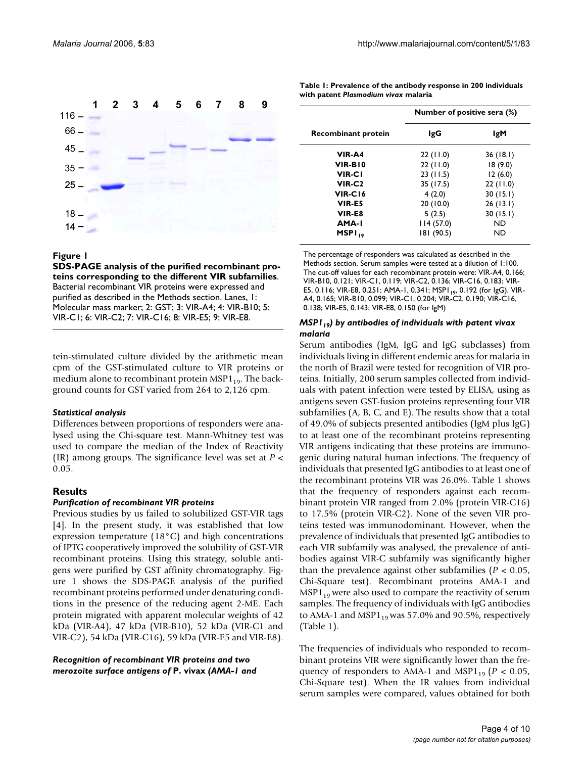**Figure 1**

**SDS-PAGE analysis of the purified recombinant proteins corresponding to the different VIR subfamilies**. Bacterial recombinant VIR proteins were expressed and purified as described in the Methods section. Lanes, 1: Molecular mass marker; 2: GST; 3: VIR-A4; 4: VIR-B10; 5: VIR-C1; 6: VIR-C2; 7: VIR-C16; 8: VIR-E5; 9: VIR-E8.

tein-stimulated culture divided by the arithmetic mean cpm of the GST-stimulated culture to VIR proteins or medium alone to recombinant protein $MSP1_{19}$. The background counts for GST varied from 264 to 2,126 cpm.

### *Statistical analysis*

Differences between proportions of responders were analysed using the Chi-square test. Mann-Whitney test was used to compare the median of the Index of Reactivity (IR) among groups. The significance level was set at $P < 0.05$.

## Results

### *Purification of recombinant VIR proteins*

Previous studies by us failed to solubilized GST-VIR tags [4]. In the present study, it was established that low expression temperature (18°C) and high concentrations of IPTG cooperatively improved the solubility of GST-VIR recombinant proteins. Using this strategy, soluble antigens were purified by GST affinity chromatography. Figure 1 shows the SDS-PAGE analysis of the purified recombinant proteins performed under denaturing conditions in the presence of the reducing agent 2-ME. Each protein migrated with apparent molecular weights of 42 kDa (VIR-A4), 47 kDa (VIR-B10), 52 kDa (VIR-C1 and VIR-C2), 54 kDa (VIR-C16), 59 kDa (VIR-E5 and VIR-E8).

### *Recognition of recombinant VIR proteins and two merozoite surface antigens of* P. vivax *(AMA-1 and $MSP1_{19}$) by antibodies of individuals with patent vivax malaria*

**Table 1: Prevalence of the antibody response in 200 individuals with patent *Plasmodium vivax* malaria**

| Recombinant protein | Number of positive sera (%) | |
|---|---|---|
| | **IgG** | **IgM** |
| **VIR-A4** | 22 (11.0) | 36 (18.1) |
| **VIR-B10** | 22 (11.0) | 18 (9.0) |
| **VIR-C1** | 23 (11.5) | 12 (6.0) |
| **VIR-C2** | 35 (17.5) | 22 (11.0) |
| **VIR-C16** | 4 (2.0) | 30 (15.1) |
| **VIR-E5** | 20 (10.0) | 26 (13.1) |
| **VIR-E8** | 5 (2.5) | 30 (15.1) |
| **AMA-1** | 114 (57.0) | ND |
| **$MSP1_{19}$** | 181 (90.5) | ND |

The percentage of responders was calculated as described in the Methods section. Serum samples were tested at a dilution of 1:100. The cut-off values for each recombinant protein were: VIR-A4, 0.166; VIR-B10, 0.121; VIR-C1, 0.119; VIR-C2, 0.136; VIR-C16, 0.183; VIR-E5, 0.116; VIR-E8, 0.251; AMA-1, 0.341; $MSP1_{19}$, 0.192 (for IgG). VIR-A4, 0.165; VIR-B10, 0.099; VIR-C1, 0.204; VIR-C2, 0.190; VIR-C16, 0.138; VIR-E5, 0.143; VIR-E8, 0.150 (for IgM)

Serum antibodies (IgM, IgG and IgG subclasses) from individuals living in different endemic areas for malaria in the north of Brazil were tested for recognition of VIR proteins. Initially, 200 serum samples collected from individuals with patent infection were tested by ELISA, using as antigens seven GST-fusion proteins representing four VIR subfamilies (A, B, C, and E). The results show that a total of 49.0% of subjects presented antibodies (IgM plus IgG) to at least one of the recombinant proteins representing VIR antigens indicating that these proteins are immunogenic during natural human infections. The frequency of individuals that presented IgG antibodies to at least one of the recombinant proteins VIR was 26.0%. Table 1 shows that the frequency of responders against each recombinant protein VIR ranged from 2.0% (protein VIR-C16) to 17.5% (protein VIR-C2). None of the seven VIR proteins tested was immunodominant. However, when the prevalence of individuals that presented IgG antibodies to each VIR subfamily was analysed, the prevalence of antibodies against VIR-C subfamily was significantly higher than the prevalence against other subfamilies ($P < 0.05$, Chi-Square test). Recombinant proteins AMA-1 and $MSP1_{19}$ were also used to compare the reactivity of serum samples. The frequency of individuals with IgG antibodies to AMA-1 and $MSP1_{19}$ was 57.0% and 90.5%, respectively (Table 1).

The frequencies of individuals who responded to recombinant proteins VIR were significantly lower than the frequency of responders to AMA-1 and $MSP1_{19}$ ($P < 0.05$, Chi-Square test). When the IR values from individual serum samples were compared, values obtained for both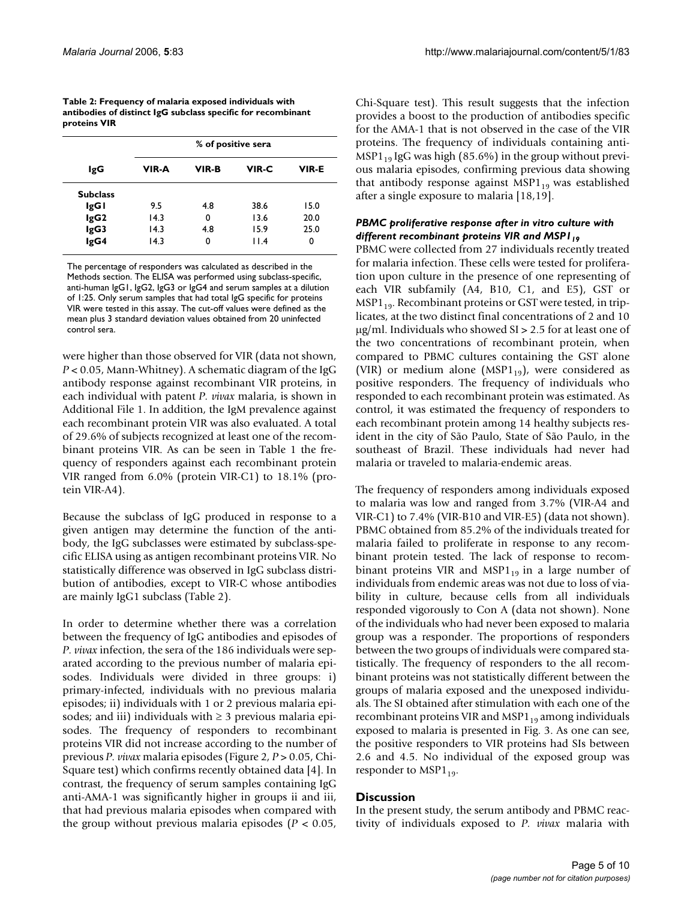**Table 2: Frequency of malaria exposed individuals with antibodies of distinct IgG subclass specific for recombinant proteins VIR**

| IgG | % of positive sera | | | |
|---|---|---|---|---|
| | **VIR-A** | **VIR-B** | **VIR-C** | **VIR-E** |
| **Subclass** | | | | |
| **IgG1** | 9.5 | 4.8 | 38.6 | 15.0 |
| **IgG2** | 14.3 | 0 | 13.6 | 20.0 |
| **IgG3** | 14.3 | 4.8 | 15.9 | 25.0 |
| **IgG4** | 14.3 | 0 | 11.4 | 0 |

The percentage of responders was calculated as described in the Methods section. The ELISA was performed using subclass-specific, anti-human IgG1, IgG2, IgG3 or IgG4 and serum samples at a dilution of 1:25. Only serum samples that had total IgG specific for proteins VIR were tested in this assay. The cut-off values were defined as the mean plus 3 standard deviation values obtained from 20 uninfected control sera.

were higher than those observed for VIR (data not shown, $P < 0.05$, Mann-Whitney). A schematic diagram of the IgG antibody response against recombinant VIR proteins, in each individual with patent *P. vivax* malaria, is shown in Additional File 1. In addition, the IgM prevalence against each recombinant protein VIR was also evaluated. A total of 29.6% of subjects recognized at least one of the recombinant proteins VIR. As can be seen in Table 1 the frequency of responders against each recombinant protein VIR ranged from 6.0% (protein VIR-C1) to 18.1% (protein VIR-A4).

Because the subclass of IgG produced in response to a given antigen may determine the function of the antibody, the IgG subclasses were estimated by subclass-specific ELISA using as antigen recombinant proteins VIR. No statistically difference was observed in IgG subclass distribution of antibodies, except to VIR-C whose antibodies are mainly IgG1 subclass (Table 2).

In order to determine whether there was a correlation between the frequency of IgG antibodies and episodes of *P. vivax* infection, the sera of the 186 individuals were separated according to the previous number of malaria episodes. Individuals were divided in three groups: i) primary-infected, individuals with no previous malaria episodes; ii) individuals with 1 or 2 previous malaria episodes; and iii) individuals with ≥ 3 previous malaria episodes. The frequency of responders to recombinant proteins VIR did not increase according to the number of previous *P. vivax* malaria episodes (Figure 2, $P > 0.05$, Chi-Square test) which confirms recently obtained data [4]. In contrast, the frequency of serum samples containing IgG anti-AMA-1 was significantly higher in groups ii and iii, that had previous malaria episodes when compared with the group without previous malaria episodes ($P < 0.05$, Chi-Square test). This result suggests that the infection provides a boost to the production of antibodies specific for the AMA-1 that is not observed in the case of the VIR proteins. The frequency of individuals containing anti-$MSP1_{19}$ IgG was high (85.6%) in the group without previous malaria episodes, confirming previous data showing that antibody response against $MSP1_{19}$ was established after a single exposure to malaria [18,19].

### *PBMC proliferative response after in vitro culture with different recombinant proteins VIR and $MSP1_{19}$*

PBMC were collected from 27 individuals recently treated for malaria infection. These cells were tested for proliferation upon culture in the presence of one representing of each VIR subfamily (A4, B10, C1, and E5), GST or $MSP1_{19}$. Recombinant proteins or GST were tested, in triplicates, at the two distinct final concentrations of 2 and 10 μg/ml. Individuals who showed SI > 2.5 for at least one of the two concentrations of recombinant protein, when compared to PBMC cultures containing the GST alone (VIR) or medium alone ($MSP1_{19}$), were considered as positive responders. The frequency of individuals who responded to each recombinant protein was estimated. As control, it was estimated the frequency of responders to each recombinant protein among 14 healthy subjects resident in the city of São Paulo, State of São Paulo, in the southeast of Brazil. These individuals had never had malaria or traveled to malaria-endemic areas.

The frequency of responders among individuals exposed to malaria was low and ranged from 3.7% (VIR-A4 and VIR-C1) to 7.4% (VIR-B10 and VIR-E5) (data not shown). PBMC obtained from 85.2% of the individuals treated for malaria failed to proliferate in response to any recombinant protein tested. The lack of response to recombinant proteins VIR and $MSP1_{19}$ in a large number of individuals from endemic areas was not due to loss of viability in culture, because cells from all individuals responded vigorously to Con A (data not shown). None of the individuals who had never been exposed to malaria group was a responder. The proportions of responders between the two groups of individuals were compared statistically. The frequency of responders to the all recombinant proteins was not statistically different between the groups of malaria exposed and the unexposed individuals. The SI obtained after stimulation with each one of the recombinant proteins VIR and $MSP1_{19}$ among individuals exposed to malaria is presented in Fig. 3. As one can see, the positive responders to VIR proteins had SIs between 2.6 and 4.5. No individual of the exposed group was responder to $MSP1_{19}$.

## Discussion

In the present study, the serum antibody and PBMC reactivity of individuals exposed to *P. vivax* malaria with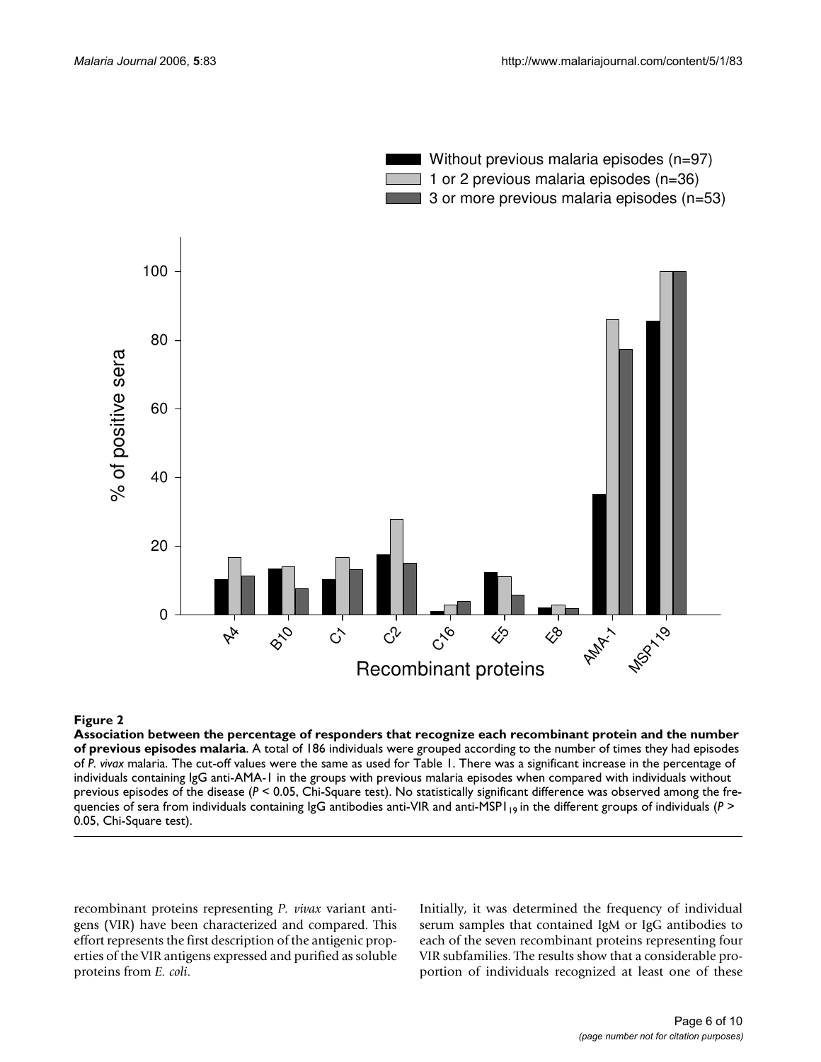**Figure 2**

**Association between the percentage of responders that recognize each recombinant protein and the number of previous episodes malaria**. A total of 186 individuals were grouped according to the number of times they had episodes of *P. vivax* malaria. The cut-off values were the same as used for Table 1. There was a significant increase in the percentage of individuals containing IgG anti-AMA-1 in the groups with previous malaria episodes when compared with individuals without previous episodes of the disease ($P < 0.05$, Chi-Square test). No statistically significant difference was observed among the frequencies of sera from individuals containing IgG antibodies anti-VIR and anti-$MSP1_{19}$ in the different groups of individuals ($P > 0.05$, Chi-Square test).

recombinant proteins representing *P. vivax* variant antigens (VIR) have been characterized and compared. This effort represents the first description of the antigenic properties of the VIR antigens expressed and purified as soluble proteins from *E. coli*.

Initially, it was determined the frequency of individual serum samples that contained IgM or IgG antibodies to each of the seven recombinant proteins representing four VIR subfamilies. The results show that a considerable proportion of individuals recognized at least one of these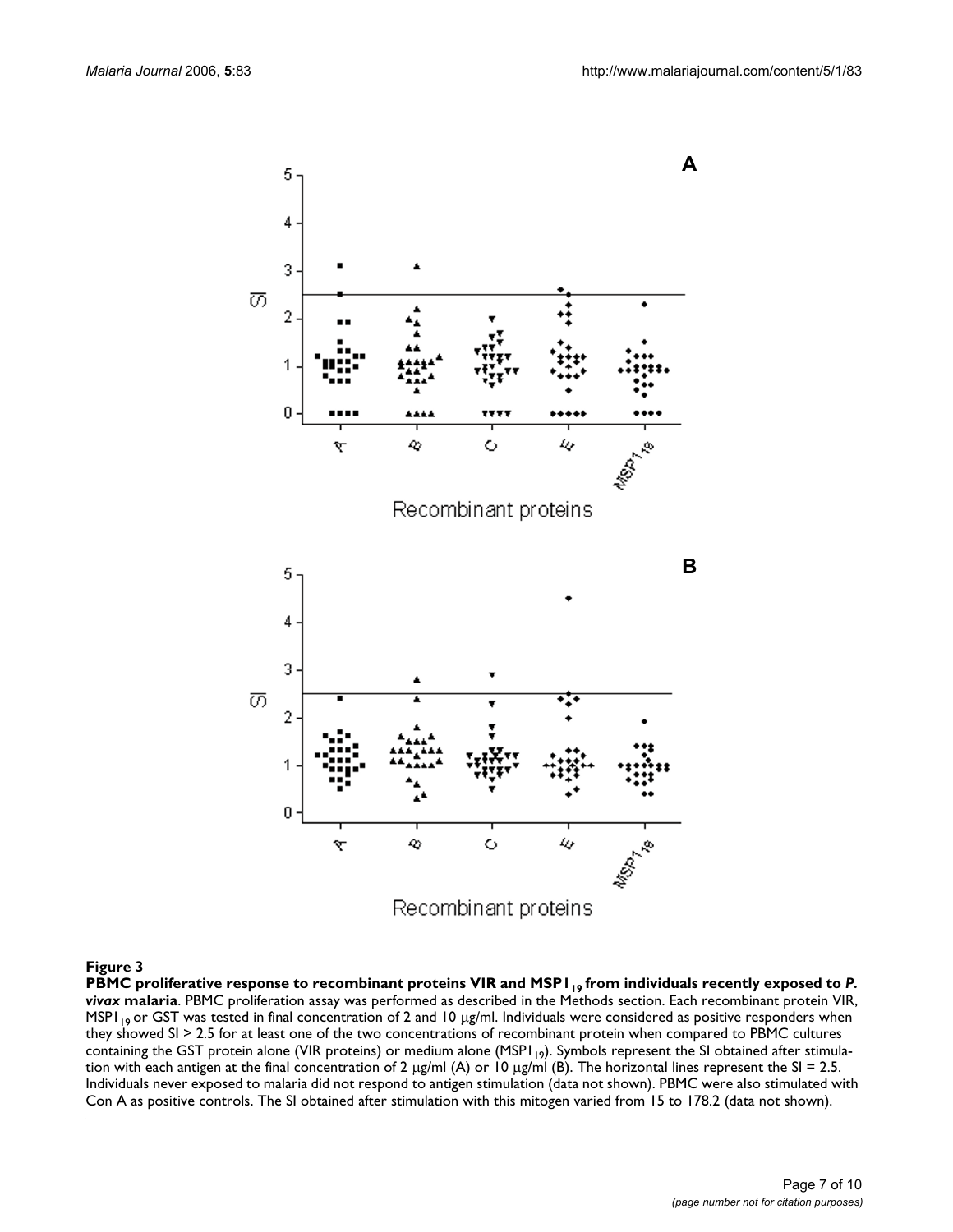**Figure 3**

**PBMC proliferative response to recombinant proteins VIR and $MSP1_{19}$ from individuals recently exposed to *P. vivax* malaria**. PBMC proliferation assay was performed as described in the Methods section. Each recombinant protein VIR, $MSP1_{19}$ or GST was tested in final concentration of 2 and 10 μg/ml. Individuals were considered as positive responders when they showed SI > 2.5 for at least one of the two concentrations of recombinant protein when compared to PBMC cultures containing the GST protein alone (VIR proteins) or medium alone ($MSP1_{19}$). Symbols represent the SI obtained after stimulation with each antigen at the final concentration of 2 μg/ml (A) or 10 μg/ml (B). The horizontal lines represent the SI = 2.5. Individuals never exposed to malaria did not respond to antigen stimulation (data not shown). PBMC were also stimulated with Con A as positive controls. The SI obtained after stimulation with this mitogen varied from 15 to 178.2 (data not shown).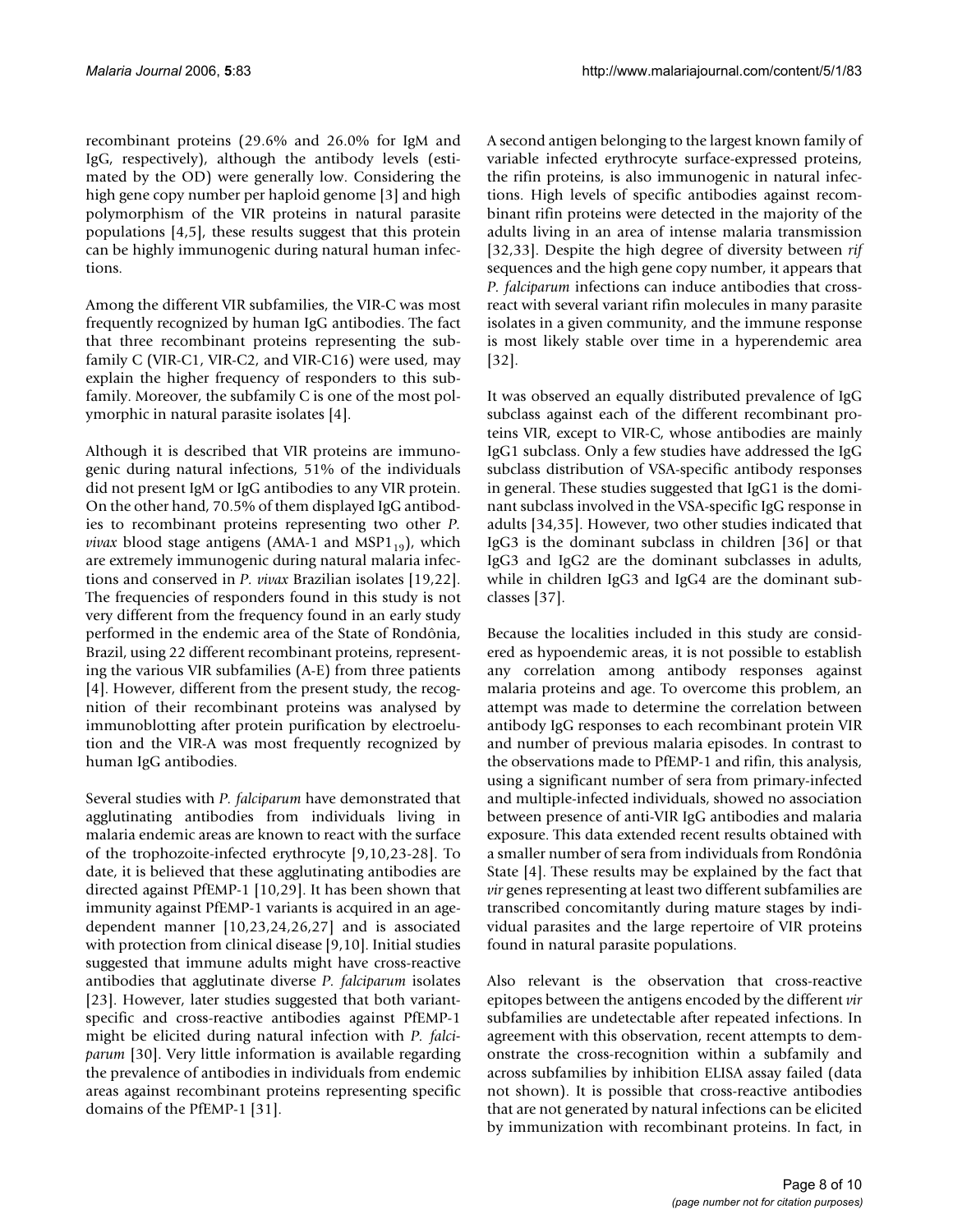recombinant proteins (29.6% and 26.0% for IgM and IgG, respectively), although the antibody levels (estimated by the OD) were generally low. Considering the high gene copy number per haploid genome [3] and high polymorphism of the VIR proteins in natural parasite populations [4,5], these results suggest that this protein can be highly immunogenic during natural human infections.

Among the different VIR subfamilies, the VIR-C was most frequently recognized by human IgG antibodies. The fact that three recombinant proteins representing the subfamily C (VIR-C1, VIR-C2, and VIR-C16) were used, may explain the higher frequency of responders to this subfamily. Moreover, the subfamily C is one of the most polymorphic in natural parasite isolates [4].

Although it is described that VIR proteins are immunogenic during natural infections, 51% of the individuals did not present IgM or IgG antibodies to any VIR protein. On the other hand, 70.5% of them displayed IgG antibodies to recombinant proteins representing two other *P. vivax* blood stage antigens (AMA-1 and $MSP1_{19}$), which are extremely immunogenic during natural malaria infections and conserved in *P. vivax* Brazilian isolates [19,22]. The frequencies of responders found in this study is not very different from the frequency found in an early study performed in the endemic area of the State of Rondônia, Brazil, using 22 different recombinant proteins, representing the various VIR subfamilies (A-E) from three patients [4]. However, different from the present study, the recognition of their recombinant proteins was analysed by immunoblotting after protein purification by electroelution and the VIR-A was most frequently recognized by human IgG antibodies.

Several studies with *P. falciparum* have demonstrated that agglutinating antibodies from individuals living in malaria endemic areas are known to react with the surface of the trophozoite-infected erythrocyte [9,10,23-28]. To date, it is believed that these agglutinating antibodies are directed against PfEMP-1 [10,29]. It has been shown that immunity against PfEMP-1 variants is acquired in an age-dependent manner [10,23,24,26,27] and is associated with protection from clinical disease [9,10]. Initial studies suggested that immune adults might have cross-reactive antibodies that agglutinate diverse *P. falciparum* isolates [23]. However, later studies suggested that both variant-specific and cross-reactive antibodies against PfEMP-1 might be elicited during natural infection with *P. falciparum* [30]. Very little information is available regarding the prevalence of antibodies in individuals from endemic areas against recombinant proteins representing specific domains of the PfEMP-1 [31].

A second antigen belonging to the largest known family of variable infected erythrocyte surface-expressed proteins, the rifin proteins, is also immunogenic in natural infections. High levels of specific antibodies against recombinant rifin proteins were detected in the majority of the adults living in an area of intense malaria transmission [32,33]. Despite the high degree of diversity between *rif* sequences and the high gene copy number, it appears that *P. falciparum* infections can induce antibodies that cross-react with several variant rifin molecules in many parasite isolates in a given community, and the immune response is most likely stable over time in a hyperendemic area [32].

It was observed an equally distributed prevalence of IgG subclass against each of the different recombinant proteins VIR, except to VIR-C, whose antibodies are mainly IgG1 subclass. Only a few studies have addressed the IgG subclass distribution of VSA-specific antibody responses in general. These studies suggested that IgG1 is the dominant subclass involved in the VSA-specific IgG response in adults [34,35]. However, two other studies indicated that IgG3 is the dominant subclass in children [36] or that IgG3 and IgG2 are the dominant subclasses in adults, while in children IgG3 and IgG4 are the dominant subclasses [37].

Because the localities included in this study are considered as hypoendemic areas, it is not possible to establish any correlation among antibody responses against malaria proteins and age. To overcome this problem, an attempt was made to determine the correlation between antibody IgG responses to each recombinant protein VIR and number of previous malaria episodes. In contrast to the observations made to PfEMP-1 and rifin, this analysis, using a significant number of sera from primary-infected and multiple-infected individuals, showed no association between presence of anti-VIR IgG antibodies and malaria exposure. This data extended recent results obtained with a smaller number of sera from individuals from Rondônia State [4]. These results may be explained by the fact that *vir* genes representing at least two different subfamilies are transcribed concomitantly during mature stages by individual parasites and the large repertoire of VIR proteins found in natural parasite populations.

Also relevant is the observation that cross-reactive epitopes between the antigens encoded by the different *vir* subfamilies are undetectable after repeated infections. In agreement with this observation, recent attempts to demonstrate the cross-recognition within a subfamily and across subfamilies by inhibition ELISA assay failed (data not shown). It is possible that cross-reactive antibodies that are not generated by natural infections can be elicited by immunization with recombinant proteins. In fact, in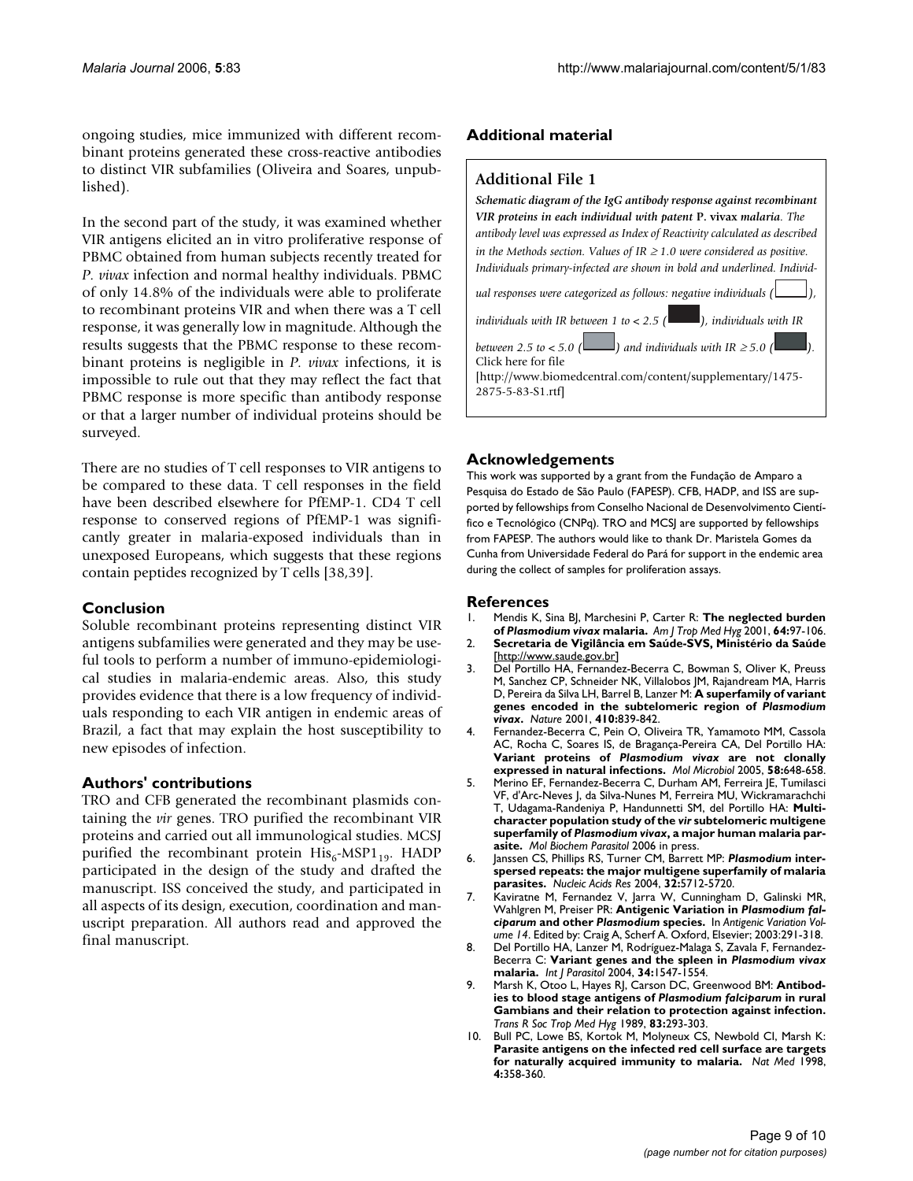ongoing studies, mice immunized with different recombinant proteins generated these cross-reactive antibodies to distinct VIR subfamilies (Oliveira and Soares, unpublished).

In the second part of the study, it was examined whether VIR antigens elicited an in vitro proliferative response of PBMC obtained from human subjects recently treated for *P. vivax* infection and normal healthy individuals. PBMC of only 14.8% of the individuals were able to proliferate to recombinant proteins VIR and when there was a T cell response, it was generally low in magnitude. Although the results suggests that the PBMC response to these recombinant proteins is negligible in *P. vivax* infections, it is impossible to rule out that they may reflect the fact that PBMC response is more specific than antibody response or that a larger number of individual proteins should be surveyed.

There are no studies of T cell responses to VIR antigens to be compared to these data. T cell responses in the field have been described elsewhere for PfEMP-1. CD4 T cell response to conserved regions of PfEMP-1 was significantly greater in malaria-exposed individuals than in unexposed Europeans, which suggests that these regions contain peptides recognized by T cells [38,39].

## Conclusion

Soluble recombinant proteins representing distinct VIR antigens subfamilies were generated and they may be useful tools to perform a number of immuno-epidemiological studies in malaria-endemic areas. Also, this study provides evidence that there is a low frequency of individuals responding to each VIR antigen in endemic areas of Brazil, a fact that may explain the host susceptibility to new episodes of infection.

## Authors' contributions

TRO and CFB generated the recombinant plasmids containing the *vir* genes. TRO purified the recombinant VIR proteins and carried out all immunological studies. MCSJ purified the recombinant protein $His_6$-$MSP1_{19}$. HADP participated in the design of the study and drafted the manuscript. ISS conceived the study, and participated in all aspects of its design, execution, coordination and manuscript preparation. All authors read and approved the final manuscript.

## Additional material

### Additional File 1

***Schematic diagram of the IgG antibody response against recombinant VIR proteins in each individual with patent* P. vivax *malaria.*** *The antibody level was expressed as Index of Reactivity calculated as described in the Methods section. Values of IR ≥ 1.0 were considered as positive. Individuals primary-infected are shown in bold and underlined. Individual responses were categorized as follows: negative individuals ( ), individuals with IR between 1 to < 2.5 ( ), individuals with IR between 2.5 to < 5.0 ( ) and individuals with IR ≥ 5.0 ( ).*
Click here for file
[http://www.biomedcentral.com/content/supplementary/1475-2875-5-83-S1.rtf]

## Acknowledgements

This work was supported by a grant from the Fundação de Amparo a Pesquisa do Estado de São Paulo (FAPESP). CFB, HADP, and ISS are supported by fellowships from Conselho Nacional de Desenvolvimento Científico e Tecnológico (CNPq). TRO and MCSJ are supported by fellowships from FAPESP. The authors would like to thank Dr. Maristela Gomes da Cunha from Universidade Federal do Pará for support in the endemic area during the collect of samples for proliferation assays.

## References

1. Mendis K, Sina BJ, Marchesini P, Carter R: **The neglected burden of *Plasmodium vivax* malaria.** *Am J Trop Med Hyg* 2001, **64:**97-106.
2. **Secretaria de Vigilância em Saúde-SVS, Ministério da Saúde** [http://www.saude.gov.br]
3. Del Portillo HA, Fernandez-Becerra C, Bowman S, Oliver K, Preuss M, Sanchez CP, Schneider NK, Villalobos JM, Rajandream MA, Harris D, Pereira da Silva LH, Barrel B, Lanzer M: **A superfamily of variant genes encoded in the subtelomeric region of *Plasmodium vivax*.** *Nature* 2001, **410:**839-842.
4. Fernandez-Becerra C, Pein O, Oliveira TR, Yamamoto MM, Cassola AC, Rocha C, Soares IS, de Bragança-Pereira CA, Del Portillo HA: **Variant proteins of *Plasmodium vivax* are not clonally expressed in natural infections.** *Mol Microbiol* 2005, **58:**648-658.
5. Merino EF, Fernandez-Becerra C, Durham AM, Ferreira JE, Tumilasci VF, d'Arc-Neves J, da Silva-Nunes M, Ferreira MU, Wickramarachchi T, Udagama-Randeniya P, Handunnetti SM, del Portillo HA: **Multi-character population study of the *vir* subtelomeric multigene superfamily of *Plasmodium vivax*, a major human malaria parasite.** *Mol Biochem Parasitol* 2006 in press.
6. Janssen CS, Phillips RS, Turner CM, Barrett MP: ***Plasmodium* interspersed repeats: the major multigene superfamily of malaria parasites.** *Nucleic Acids Res* 2004, **32:**5712-5720.
7. Kaviratne M, Fernandez V, Jarra W, Cunningham D, Galinski MR, Wahlgren M, Preiser PR: **Antigenic Variation in *Plasmodium falciparum* and other *Plasmodium* species.** In *Antigenic Variation Volume 14*. Edited by: Craig A, Scherf A. Oxford, Elsevier; 2003:291-318.
8. Del Portillo HA, Lanzer M, Rodriguez-Malaga S, Zavala F, Fernandez-Becerra C: **Variant genes and the spleen in *Plasmodium vivax* malaria.** *Int J Parasitol* 2004, **34:**1547-1554.
9. Marsh K, Otoo L, Hayes RJ, Carson DC, Greenwood BM: **Antibodies to blood stage antigens of *Plasmodium falciparum* in rural Gambians and their relation to protection against infection.** *Trans R Soc Trop Med Hyg* 1989, **83:**293-303.
10. Bull PC, Lowe BS, Kortok M, Molyneux CS, Newbold CI, Marsh K: **Parasite antigens on the infected red cell surface are targets for naturally acquired immunity to malaria.** *Nat Med* 1998, **4:**358-360.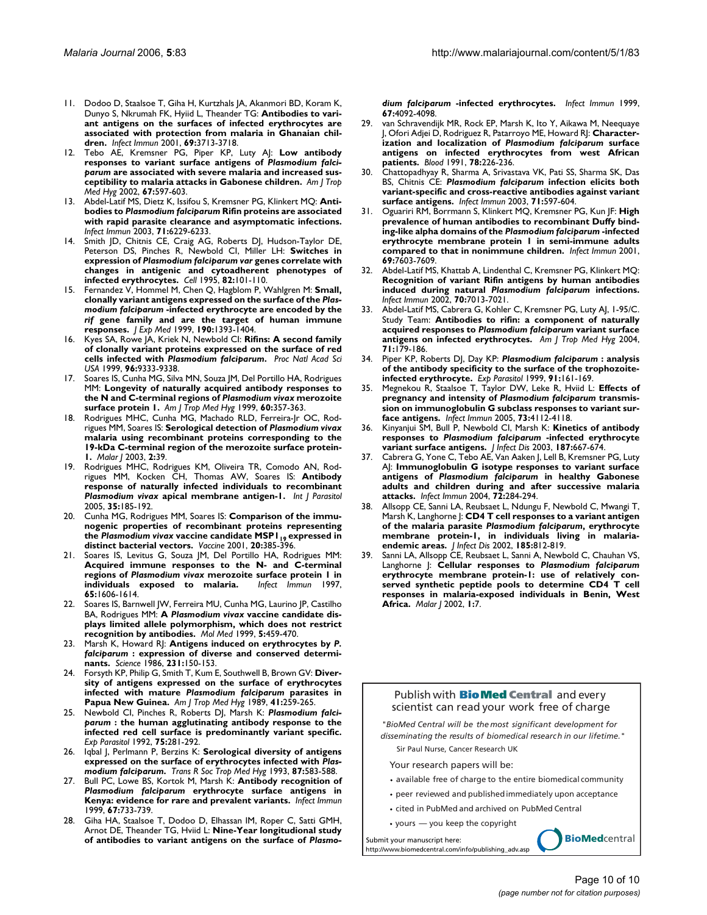11. Dodoo D, Staalsoe T, Giha H, Kurtzhals JA, Akanmori BD, Koram K, Dunyo S, Nkrumah FK, Hyiid L, Theander TG: **Antibodies to variant antigens on the surfaces of infected erythrocytes are associated with protection from malaria in Ghanaian children.** *Infect Immun* 2001, **69:**3713-3718.
12. Tebo AE, Kremsner PG, Piper KP, Luty AJ: **Low antibody responses to variant surface antigens of *Plasmodium falciparum* are associated with severe malaria and increased susceptibility to malaria attacks in Gabonese children.** *Am J Trop Med Hyg* 2002, **67:**597-603.
13. Abdel-Latif MS, Dietz K, Issifou S, Kremsner PG, Klinkert MQ: **Antibodies to *Plasmodium falciparum* Rifin proteins are associated with rapid parasite clearance and asymptomatic infections.** *Infect Immun* 2003, **71:**6229-6233.
14. Smith JD, Chitnis CE, Craig AG, Roberts DJ, Hudson-Taylor DE, Peterson DS, Pinches R, Newbold CI, Miller LH: **Switches in expression of *Plasmodium falciparum var* genes correlate with changes in antigenic and cytoadherent phenotypes of infected erythrocytes.** *Cell* 1995, **82:**101-110.
15. Fernandez V, Hommel M, Chen Q, Hagblom P, Wahlgren M: **Small, clonally variant antigens expressed on the surface of the *Plasmodium falciparum* -infected erythrocyte are encoded by the *rif* gene family and are the target of human immune responses.** *J Exp Med* 1999, **190:**1393-1404.
16. Kyes SA, Rowe JA, Kriek N, Newbold CI: **Rifins: A second family of clonally variant proteins expressed on the surface of red cells infected with *Plasmodium falciparum*.** *Proc Natl Acad Sci USA* 1999, **96:**9333-9338.
17. Soares IS, Cunha MG, Silva MN, Souza JM, Del Portillo HA, Rodrigues MM: **Longevity of naturally acquired antibody responses to the N and C-terminal regions of *Plasmodium vivax* merozoite surface protein 1.** *Am J Trop Med Hyg* 1999, **60:**357-363.
18. Rodrigues MHC, Cunha MG, Machado RLD, Ferreira-Jr OC, Rodrigues MM, Soares IS: **Serological detection of *Plasmodium vivax* malaria using recombinant proteins corresponding to the 19-kDa C-terminal region of the merozoite surface protein-1.** *Malar J* 2003, **2:**39.
19. Rodrigues MHC, Rodrigues KM, Oliveira TR, Comodo AN, Rodrigues MM, Kocken CH, Thomas AW, Soares IS: **Antibody response of naturally infected individuals to recombinant *Plasmodium vivax* apical membrane antigen-1.** *Int J Parasitol* 2005, **35:**185-192.
20. Cunha MG, Rodrigues MM, Soares IS: **Comparison of the immunogenic properties of recombinant proteins representing the *Plasmodium vivax* vaccine candidate $MSP1_{19}$ expressed in distinct bacterial vectors.** *Vaccine* 2001, **20:**385-396.
21. Soares IS, Levitus G, Souza JM, Del Portillo HA, Rodrigues MM: **Acquired immune responses to the N- and C-terminal regions of *Plasmodium vivax* merozoite surface protein 1 in individuals exposed to malaria.** *Infect Immun* 1997, **65:**1606-1614.
22. Soares IS, Barnwell JW, Ferreira MU, Cunha MG, Laurino JP, Castilho BA, Rodrigues MM: **A *Plasmodium vivax* vaccine candidate displays limited allele polymorphism, which does not restrict recognition by antibodies.** *Mol Med* 1999, **5:**459-470.
23. Marsh K, Howard RJ: **Antigens induced on erythrocytes by *P. falciparum* : expression of diverse and conserved determinants.** *Science* 1986, **231:**150-153.
24. Forsyth KP, Philip G, Smith T, Kum E, Southwell B, Brown GV: **Diversity of antigens expressed on the surface of erythrocytes infected with mature *Plasmodium falciparum* parasites in Papua New Guinea.** *Am J Trop Med Hyg* 1989, **41:**259-265.
25. Newbold CI, Pinches R, Roberts DJ, Marsh K: ***Plasmodium falciparum* : the human agglutinating antibody response to the infected red cell surface is predominantly variant specific.** *Exp Parasitol* 1992, **75:**281-292.
26. Iqbal J, Perlmann P, Berzins K: **Serological diversity of antigens expressed on the surface of erythrocytes infected with *Plasmodium falciparum*.** *Trans R Soc Trop Med Hyg* 1993, **87:**583-588.
27. Bull PC, Lowe BS, Kortok M, Marsh K: **Antibody recognition of *Plasmodium falciparum* erythrocyte surface antigens in Kenya: evidence for rare and prevalent variants.** *Infect Immun* 1999, **67:**733-739.
28. Giha HA, Staalsoe T, Dodoo D, Elhassan IM, Roper C, Satti GMH, Arnot DE, Theander TG, Hviid L: **Nine-Year longitudional study of antibodies to variant antigens on the surface of *Plasmodium falciparum* -infected erythrocytes.** *Infect Immun* 1999, **67:**4092-4098.
29. van Schravendijk MR, Rock EP, Marsh K, Ito Y, Aikawa M, Neequaye J, Ofori Adjei D, Rodriguez R, Patarroyo ME, Howard RJ: **Characterization and localization of *Plasmodium falciparum* surface antigens on infected erythrocytes from west African patients.** *Blood* 1991, **78:**226-236.
30. Chattopadhyay R, Sharma A, Srivastava VK, Pati SS, Sharma SK, Das BS, Chitnis CE: ***Plasmodium falciparum* infection elicits both variant-specific and cross-reactive antibodies against variant surface antigens.** *Infect Immun* 2003, **71:**597-604.
31. Oguariri RM, Borrmann S, Klinkert MQ, Kremsner PG, Kun JF: **High prevalence of human antibodies to recombinant Duffy binding-like alpha domains of the *Plasmodium falciparum* -infected erythrocyte membrane protein 1 in semi-immune adults compared to that in nonimmune children.** *Infect Immun* 2001, **69:**7603-7609.
32. Abdel-Latif MS, Khattab A, Lindenthal C, Kremsner PG, Klinkert MQ: **Recognition of variant Rifin antigens by human antibodies induced during natural *Plasmodium falciparum* infections.** *Infect Immun* 2002, **70:**7013-7021.
33. Abdel-Latif MS, Cabrera G, Kohler C, Kremsner PG, Luty AJ, 1-95/C. Study Team: **Antibodies to rifin: a component of naturally acquired responses to *Plasmodium falciparum* variant surface antigens on infected erythrocytes.** *Am J Trop Med Hyg* 2004, **71:**179-186.
34. Piper KP, Roberts DJ, Day KP: ***Plasmodium falciparum* : analysis of the antibody specificity to the surface of the trophozoite-infected erythrocyte.** *Exp Parasitol* 1999, **91:**161-169.
35. Megnekou R, Staalsoe T, Taylor DW, Leke R, Hviid L: **Effects of pregnancy and intensity of *Plasmodium falciparum* transmission on immunoglobulin G subclass responses to variant surface antigens.** *Infect Immun* 2005, **73:**4112-4118.
36. Kinyanjui SM, Bull P, Newbold CI, Marsh K: **Kinetics of antibody responses to *Plasmodium falciparum* -infected erythrocyte variant surface antigens.** *J Infect Dis* 2003, **187:**667-674.
37. Cabrera G, Yone C, Tebo AE, Van Aaken J, Lell B, Kremsner PG, Luty AJ: **Immunoglobulin G isotype responses to variant surface antigens of *Plasmodium falciparum* in healthy Gabonese adults and children during and after successive malaria attacks.** *Infect Immun* 2004, **72:**284-294.
38. Allsopp CE, Sanni LA, Reubsaet L, Ndungu F, Newbold C, Mwangi T, Marsh K, Langhorne J: **CD4 T cell responses to a variant antigen of the malaria parasite *Plasmodium falciparum*, erythrocyte membrane protein-1, in individuals living in malaria-endemic areas.** *J Infect Dis* 2002, **185:**812-819.
39. Sanni LA, Allsopp CE, Reubsaet L, Sanni A, Newbold C, Chauhan VS, Langhorne J: **Cellular responses to *Plasmodium falciparum* erythrocyte membrane protein-1: use of relatively conserved synthetic peptide pools to determine CD4 T cell responses in malaria-exposed individuals in Benin, West Africa.** *Malar J* 2002, **1:**7.

Publish with **BioMed Central** and every scientist can read your work free of charge

*"BioMed Central will be the most significant development for disseminating the results of biomedical research in our lifetime."*

Sir Paul Nurse, Cancer Research UK

Your research papers will be:

- available free of charge to the entire biomedical community
- peer reviewed and published immediately upon acceptance
- cited in PubMed and archived on PubMed Central
- yours — you keep the copyright

Submit your manuscript here:
http://www.biomedcentral.com/info/publishing_adv.asp

**BioMed**central